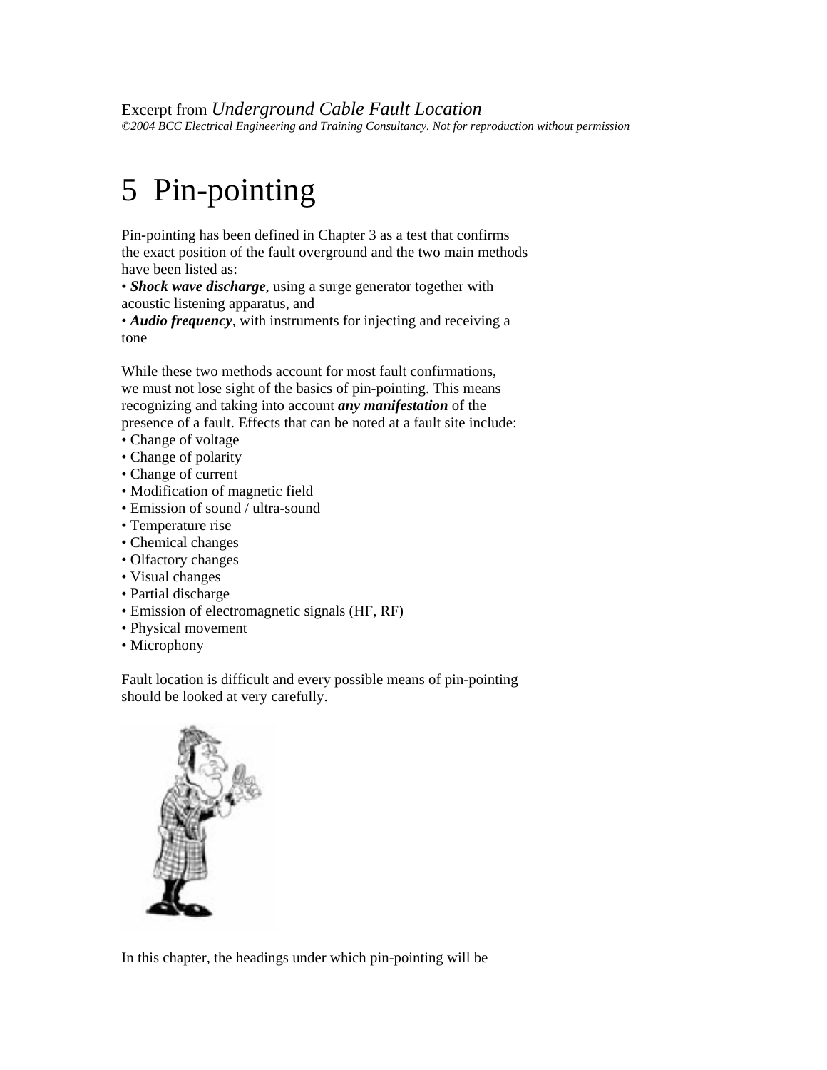Excerpt from *Underground Cable Fault Location*
*©2004 BCC Electrical Engineering and Training Consultancy. Not for reproduction without permission*

# 5 Pin-pointing

Pin-pointing has been defined in Chapter 3 as a test that confirms the exact position of the fault overground and the two main methods have been listed as:

- ***Shock wave discharge***, using a surge generator together with acoustic listening apparatus, and
- ***Audio frequency***, with instruments for injecting and receiving a tone

While these two methods account for most fault confirmations, we must not lose sight of the basics of pin-pointing. This means recognizing and taking into account ***any manifestation*** of the presence of a fault. Effects that can be noted at a fault site include:

- Change of voltage
- Change of polarity
- Change of current
- Modification of magnetic field
- Emission of sound / ultra-sound
- Temperature rise
- Chemical changes
- Olfactory changes
- Visual changes
- Partial discharge
- Emission of electromagnetic signals (HF, RF)
- Physical movement
- Microphony

Fault location is difficult and every possible means of pin-pointing should be looked at very carefully.

In this chapter, the headings under which pin-pointing will be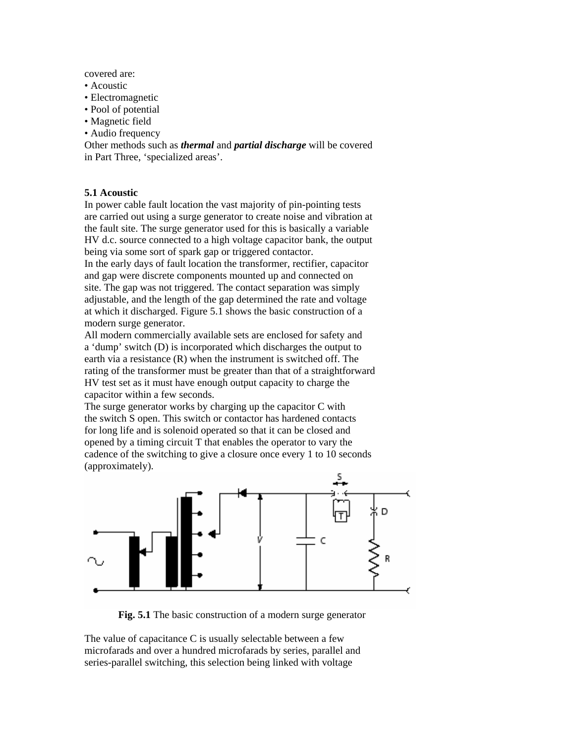covered are:

- Acoustic
- Electromagnetic
- Pool of potential
- Magnetic field
- Audio frequency

Other methods such as ***thermal*** and ***partial discharge*** will be covered in Part Three, 'specialized areas'.

### 5.1 Acoustic

In power cable fault location the vast majority of pin-pointing tests are carried out using a surge generator to create noise and vibration at the fault site. The surge generator used for this is basically a variable HV d.c. source connected to a high voltage capacitor bank, the output being via some sort of spark gap or triggered contactor.

In the early days of fault location the transformer, rectifier, capacitor and gap were discrete components mounted up and connected on site. The gap was not triggered. The contact separation was simply adjustable, and the length of the gap determined the rate and voltage at which it discharged. Figure 5.1 shows the basic construction of a modern surge generator.

All modern commercially available sets are enclosed for safety and a 'dump' switch (D) is incorporated which discharges the output to earth via a resistance (R) when the instrument is switched off. The rating of the transformer must be greater than that of a straightforward HV test set as it must have enough output capacity to charge the capacitor within a few seconds.

The surge generator works by charging up the capacitor C with the switch S open. This switch or contactor has hardened contacts for long life and is solenoid operated so that it can be closed and opened by a timing circuit T that enables the operator to vary the cadence of the switching to give a closure once every 1 to 10 seconds (approximately).

**Fig. 5.1** The basic construction of a modern surge generator

The value of capacitance C is usually selectable between a few microfarads and over a hundred microfarads by series, parallel and series-parallel switching, this selection being linked with voltage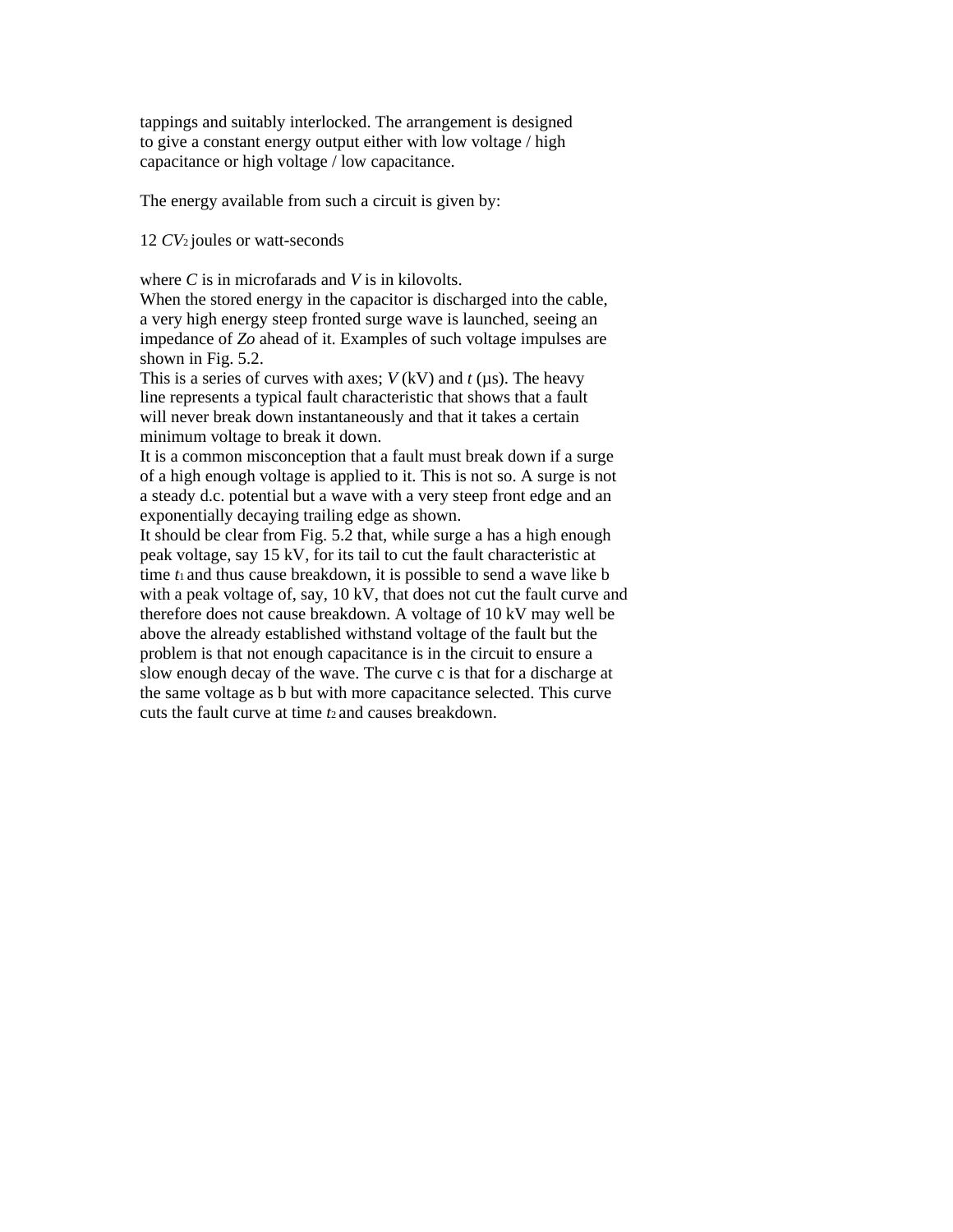tappings and suitably interlocked. The arrangement is designed to give a constant energy output either with low voltage / high capacitance or high voltage / low capacitance.

The energy available from such a circuit is given by:

$\frac{1}{2} CV^2$ joules or watt-seconds

where $C$ is in microfarads and $V$ is in kilovolts.

When the stored energy in the capacitor is discharged into the cable, a very high energy steep fronted surge wave is launched, seeing an impedance of $Zo$ ahead of it. Examples of such voltage impulses are shown in Fig. 5.2.

This is a series of curves with axes; $V$ (kV) and $t$ (µs). The heavy line represents a typical fault characteristic that shows that a fault will never break down instantaneously and that it takes a certain minimum voltage to break it down.

It is a common misconception that a fault must break down if a surge of a high enough voltage is applied to it. This is not so. A surge is not a steady d.c. potential but a wave with a very steep front edge and an exponentially decaying trailing edge as shown.

It should be clear from Fig. 5.2 that, while surge a has a high enough peak voltage, say 15 kV, for its tail to cut the fault characteristic at time $t_1$ and thus cause breakdown, it is possible to send a wave like b with a peak voltage of, say, 10 kV, that does not cut the fault curve and therefore does not cause breakdown. A voltage of 10 kV may well be above the already established withstand voltage of the fault but the problem is that not enough capacitance is in the circuit to ensure a slow enough decay of the wave. The curve c is that for a discharge at the same voltage as b but with more capacitance selected. This curve cuts the fault curve at time $t_2$ and causes breakdown.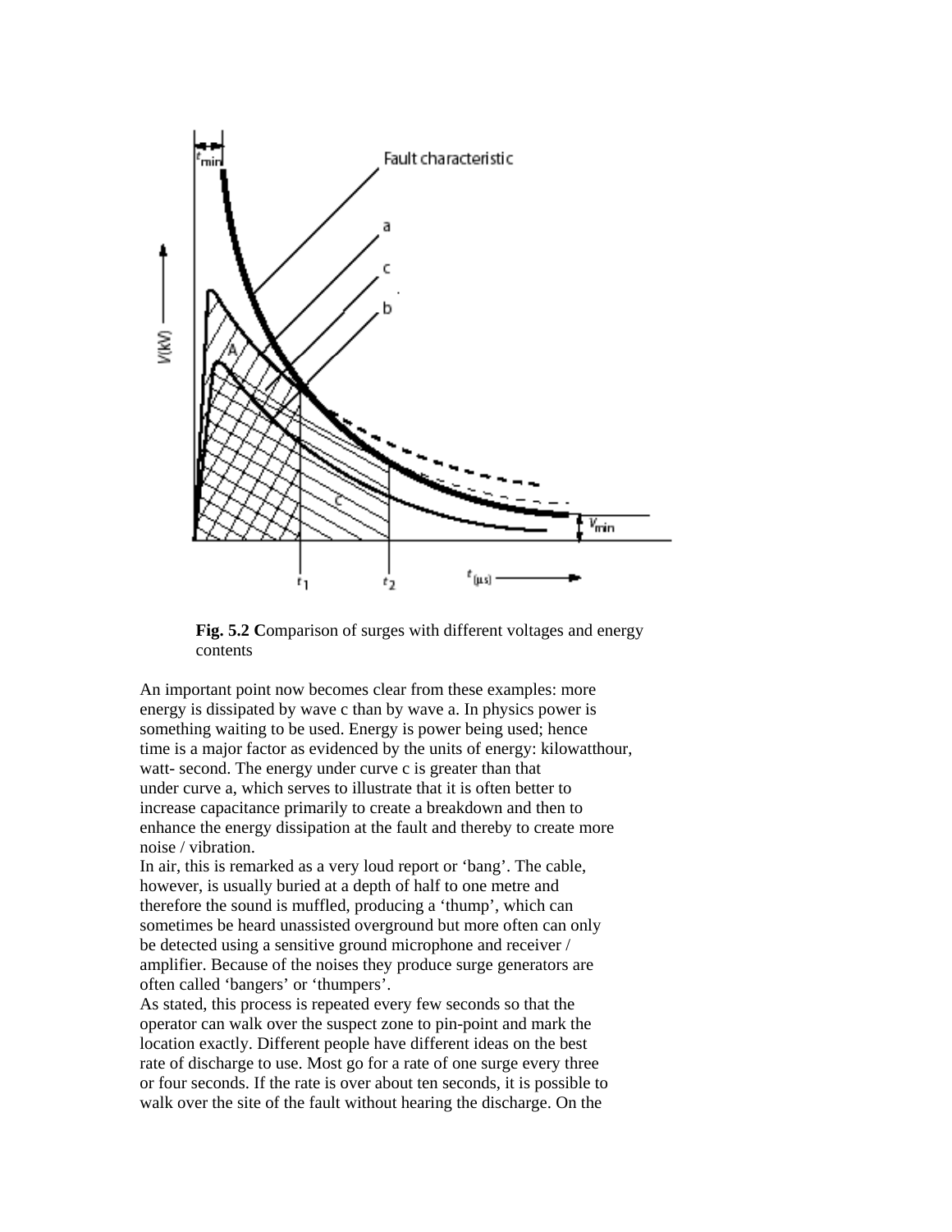**Fig. 5.2 C**omparison of surges with different voltages and energy contents

An important point now becomes clear from these examples: more energy is dissipated by wave c than by wave a. In physics power is something waiting to be used. Energy is power being used; hence time is a major factor as evidenced by the units of energy: kilowatthour, watt- second. The energy under curve c is greater than that under curve a, which serves to illustrate that it is often better to increase capacitance primarily to create a breakdown and then to enhance the energy dissipation at the fault and thereby to create more noise / vibration.

In air, this is remarked as a very loud report or 'bang'. The cable, however, is usually buried at a depth of half to one metre and therefore the sound is muffled, producing a 'thump', which can sometimes be heard unassisted overground but more often can only be detected using a sensitive ground microphone and receiver / amplifier. Because of the noises they produce surge generators are often called 'bangers' or 'thumpers'.

As stated, this process is repeated every few seconds so that the operator can walk over the suspect zone to pin-point and mark the location exactly. Different people have different ideas on the best rate of discharge to use. Most go for a rate of one surge every three or four seconds. If the rate is over about ten seconds, it is possible to walk over the site of the fault without hearing the discharge. On the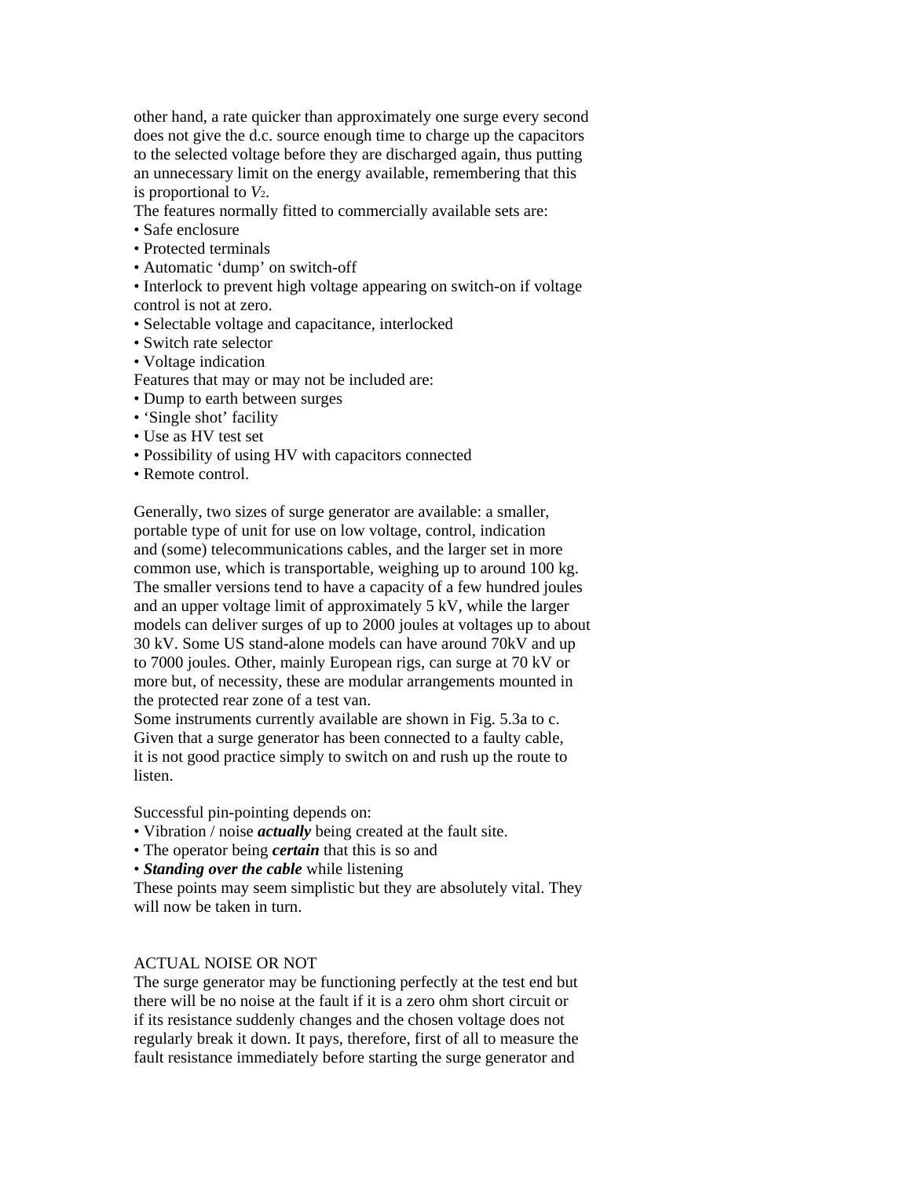other hand, a rate quicker than approximately one surge every second does not give the d.c. source enough time to charge up the capacitors to the selected voltage before they are discharged again, thus putting an unnecessary limit on the energy available, remembering that this is proportional to $V^2$.

The features normally fitted to commercially available sets are:

- Safe enclosure
- Protected terminals
- Automatic 'dump' on switch-off
- Interlock to prevent high voltage appearing on switch-on if voltage control is not at zero.
- Selectable voltage and capacitance, interlocked
- Switch rate selector
- Voltage indication

Features that may or may not be included are:

- Dump to earth between surges
- 'Single shot' facility
- Use as HV test set
- Possibility of using HV with capacitors connected
- Remote control.

Generally, two sizes of surge generator are available: a smaller, portable type of unit for use on low voltage, control, indication and (some) telecommunications cables, and the larger set in more common use, which is transportable, weighing up to around 100 kg. The smaller versions tend to have a capacity of a few hundred joules and an upper voltage limit of approximately 5 kV, while the larger models can deliver surges of up to 2000 joules at voltages up to about 30 kV. Some US stand-alone models can have around 70kV and up to 7000 joules. Other, mainly European rigs, can surge at 70 kV or more but, of necessity, these are modular arrangements mounted in the protected rear zone of a test van.

Some instruments currently available are shown in Fig. 5.3a to c.

Given that a surge generator has been connected to a faulty cable, it is not good practice simply to switch on and rush up the route to listen.

Successful pin-pointing depends on:

- Vibration / noise ***actually*** being created at the fault site.
- The operator being ***certain*** that this is so and
- ***Standing over the cable*** while listening

These points may seem simplistic but they are absolutely vital. They will now be taken in turn.

## ACTUAL NOISE OR NOT

The surge generator may be functioning perfectly at the test end but there will be no noise at the fault if it is a zero ohm short circuit or if its resistance suddenly changes and the chosen voltage does not regularly break it down. It pays, therefore, first of all to measure the fault resistance immediately before starting the surge generator and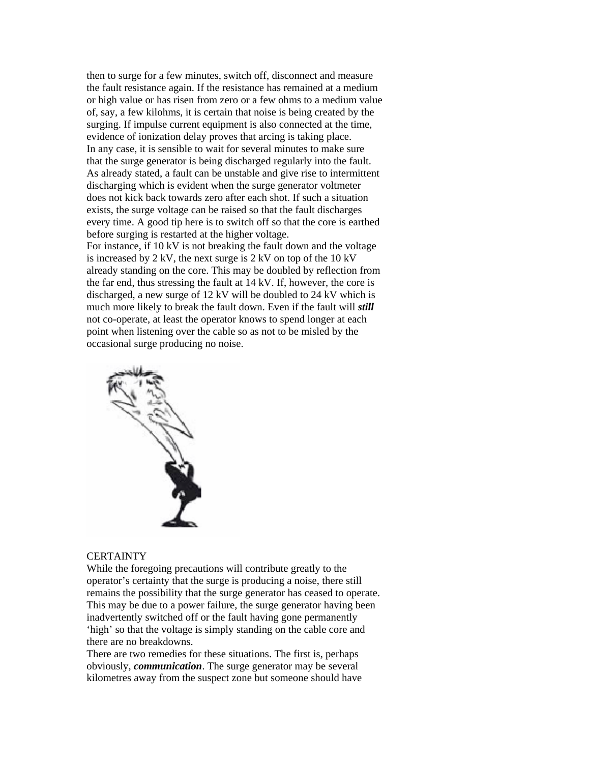then to surge for a few minutes, switch off, disconnect and measure the fault resistance again. If the resistance has remained at a medium or high value or has risen from zero or a few ohms to a medium value of, say, a few kilohms, it is certain that noise is being created by the surging. If impulse current equipment is also connected at the time, evidence of ionization delay proves that arcing is taking place.
In any case, it is sensible to wait for several minutes to make sure that the surge generator is being discharged regularly into the fault. As already stated, a fault can be unstable and give rise to intermittent discharging which is evident when the surge generator voltmeter does not kick back towards zero after each shot. If such a situation exists, the surge voltage can be raised so that the fault discharges every time. A good tip here is to switch off so that the core is earthed before surging is restarted at the higher voltage.
For instance, if 10 kV is not breaking the fault down and the voltage is increased by 2 kV, the next surge is 2 kV on top of the 10 kV already standing on the core. This may be doubled by reflection from the far end, thus stressing the fault at 14 kV. If, however, the core is discharged, a new surge of 12 kV will be doubled to 24 kV which is much more likely to break the fault down. Even if the fault will ***still*** not co-operate, at least the operator knows to spend longer at each point when listening over the cable so as not to be misled by the occasional surge producing no noise.

## CERTAINTY

While the foregoing precautions will contribute greatly to the operator's certainty that the surge is producing a noise, there still remains the possibility that the surge generator has ceased to operate. This may be due to a power failure, the surge generator having been inadvertently switched off or the fault having gone permanently 'high' so that the voltage is simply standing on the cable core and there are no breakdowns.
There are two remedies for these situations. The first is, perhaps obviously, ***communication***. The surge generator may be several kilometres away from the suspect zone but someone should have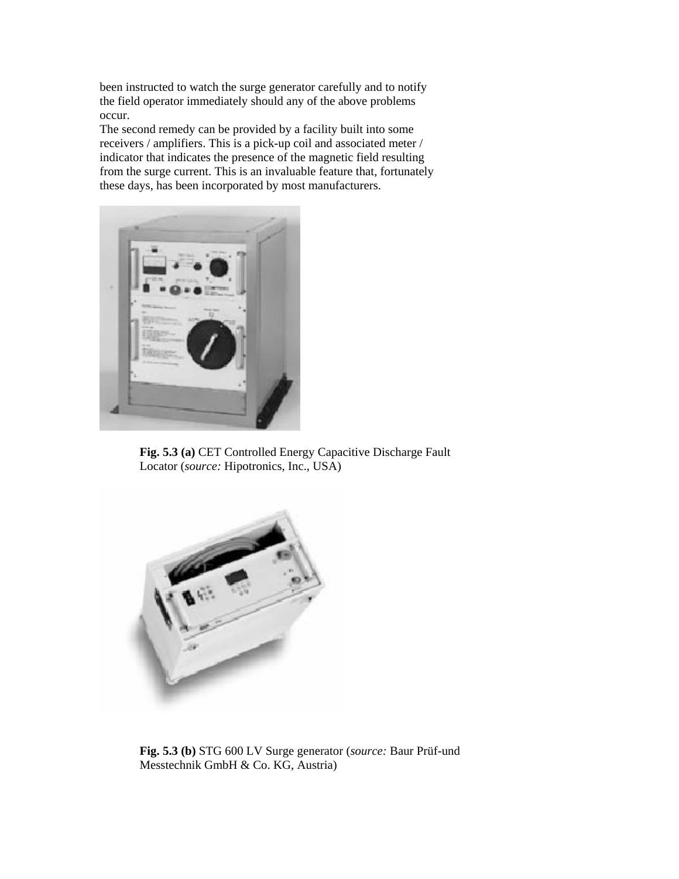been instructed to watch the surge generator carefully and to notify the field operator immediately should any of the above problems occur.

The second remedy can be provided by a facility built into some receivers / amplifiers. This is a pick-up coil and associated meter / indicator that indicates the presence of the magnetic field resulting from the surge current. This is an invaluable feature that, fortunately these days, has been incorporated by most manufacturers.

**Fig. 5.3 (a)** CET Controlled Energy Capacitive Discharge Fault Locator (*source:* Hipotronics, Inc., USA)

**Fig. 5.3 (b)** STG 600 LV Surge generator (*source:* Baur Prüf-und Messtechnik GmbH & Co. KG, Austria)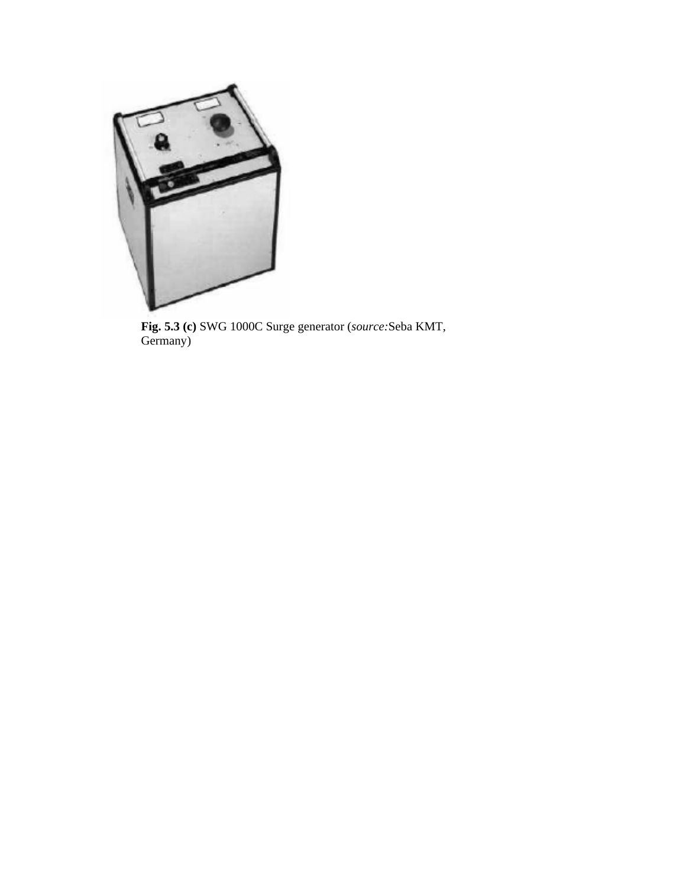**Fig. 5.3 (c)** SWG 1000C Surge generator (*source:*Seba KMT, Germany)